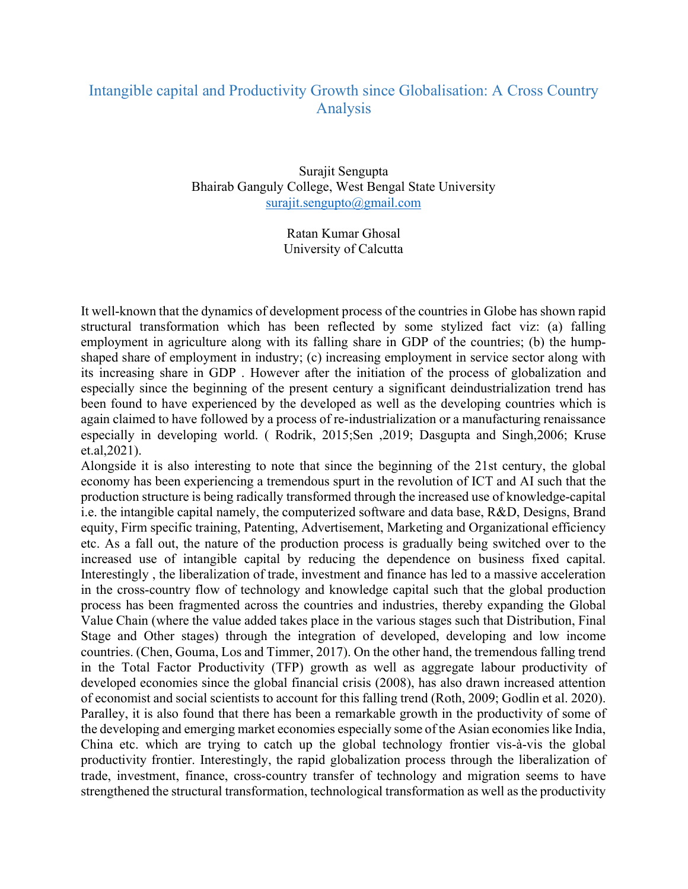# Intangible capital and Productivity Growth since Globalisation: A Cross Country Analysis

Surajit Sengupta
Bhairab Ganguly College, West Bengal State University
surajit.sengupto@gmail.com

Ratan Kumar Ghosal
University of Calcutta

It well-known that the dynamics of development process of the countries in Globe has shown rapid structural transformation which has been reflected by some stylized fact viz: (a) falling employment in agriculture along with its falling share in GDP of the countries; (b) the hump-shaped share of employment in industry; (c) increasing employment in service sector along with its increasing share in GDP . However after the initiation of the process of globalization and especially since the beginning of the present century a significant deindustrialization trend has been found to have experienced by the developed as well as the developing countries which is again claimed to have followed by a process of re-industrialization or a manufacturing renaissance especially in developing world. ( Rodrik, 2015;Sen ,2019; Dasgupta and Singh,2006; Kruse et.al,2021).

Alongside it is also interesting to note that since the beginning of the 21st century, the global economy has been experiencing a tremendous spurt in the revolution of ICT and AI such that the production structure is being radically transformed through the increased use of knowledge-capital i.e. the intangible capital namely, the computerized software and data base, R&D, Designs, Brand equity, Firm specific training, Patenting, Advertisement, Marketing and Organizational efficiency etc. As a fall out, the nature of the production process is gradually being switched over to the increased use of intangible capital by reducing the dependence on business fixed capital. Interestingly , the liberalization of trade, investment and finance has led to a massive acceleration in the cross-country flow of technology and knowledge capital such that the global production process has been fragmented across the countries and industries, thereby expanding the Global Value Chain (where the value added takes place in the various stages such that Distribution, Final Stage and Other stages) through the integration of developed, developing and low income countries. (Chen, Gouma, Los and Timmer, 2017). On the other hand, the tremendous falling trend in the Total Factor Productivity (TFP) growth as well as aggregate labour productivity of developed economies since the global financial crisis (2008), has also drawn increased attention of economist and social scientists to account for this falling trend (Roth, 2009; Godlin et al. 2020). Paralley, it is also found that there has been a remarkable growth in the productivity of some of the developing and emerging market economies especially some of the Asian economies like India, China etc. which are trying to catch up the global technology frontier vis-à-vis the global productivity frontier. Interestingly, the rapid globalization process through the liberalization of trade, investment, finance, cross-country transfer of technology and migration seems to have strengthened the structural transformation, technological transformation as well as the productivity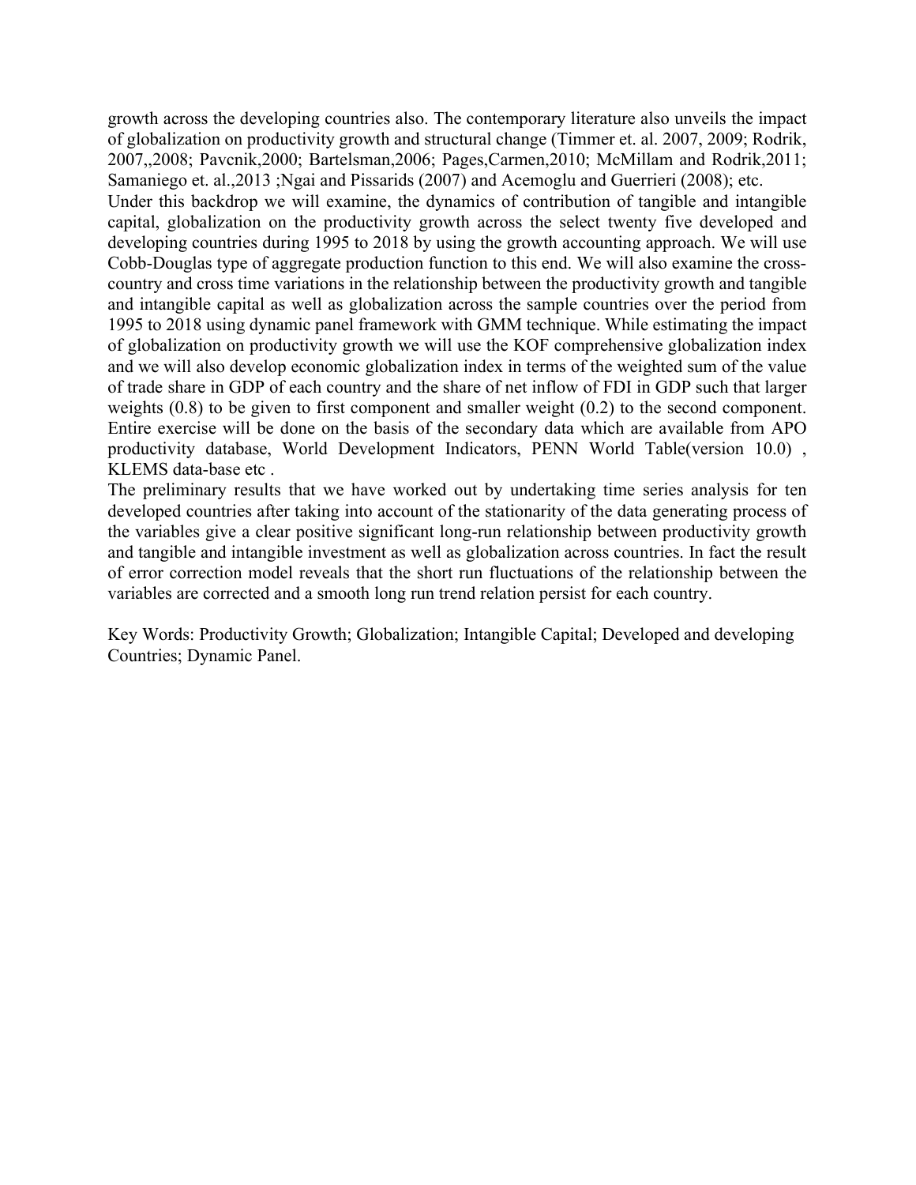growth across the developing countries also. The contemporary literature also unveils the impact of globalization on productivity growth and structural change (Timmer et. al. 2007, 2009; Rodrik, 2007,,2008; Pavcnik,2000; Bartelsman,2006; Pages,Carmen,2010; McMillam and Rodrik,2011; Samaniego et. al.,2013 ;Ngai and Pissarids (2007) and Acemoglu and Guerrieri (2008); etc.

Under this backdrop we will examine, the dynamics of contribution of tangible and intangible capital, globalization on the productivity growth across the select twenty five developed and developing countries during 1995 to 2018 by using the growth accounting approach. We will use Cobb-Douglas type of aggregate production function to this end. We will also examine the cross-country and cross time variations in the relationship between the productivity growth and tangible and intangible capital as well as globalization across the sample countries over the period from 1995 to 2018 using dynamic panel framework with GMM technique. While estimating the impact of globalization on productivity growth we will use the KOF comprehensive globalization index and we will also develop economic globalization index in terms of the weighted sum of the value of trade share in GDP of each country and the share of net inflow of FDI in GDP such that larger weights (0.8) to be given to first component and smaller weight (0.2) to the second component. Entire exercise will be done on the basis of the secondary data which are available from APO productivity database, World Development Indicators, PENN World Table(version 10.0) , KLEMS data-base etc .

The preliminary results that we have worked out by undertaking time series analysis for ten developed countries after taking into account of the stationarity of the data generating process of the variables give a clear positive significant long-run relationship between productivity growth and tangible and intangible investment as well as globalization across countries. In fact the result of error correction model reveals that the short run fluctuations of the relationship between the variables are corrected and a smooth long run trend relation persist for each country.

Key Words: Productivity Growth; Globalization; Intangible Capital; Developed and developing Countries; Dynamic Panel.